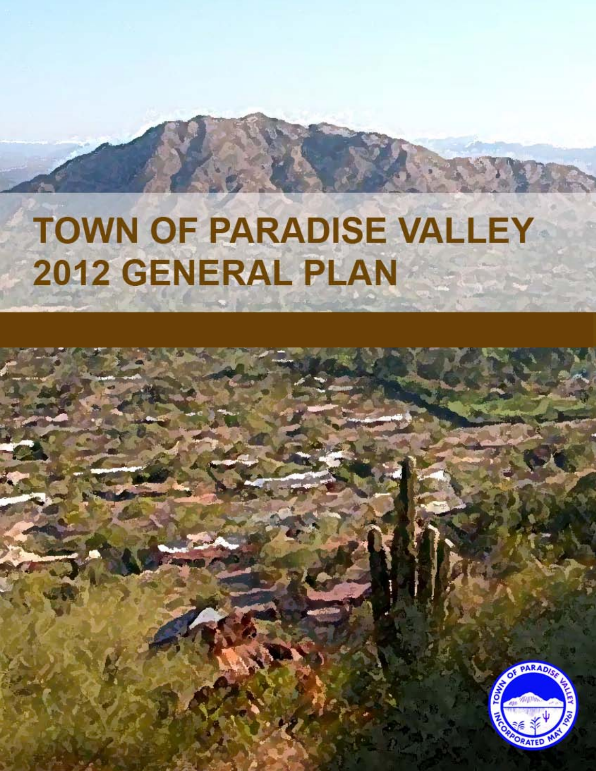# TOWN OF PARADISE VALLEY
# 2012 GENERAL PLAN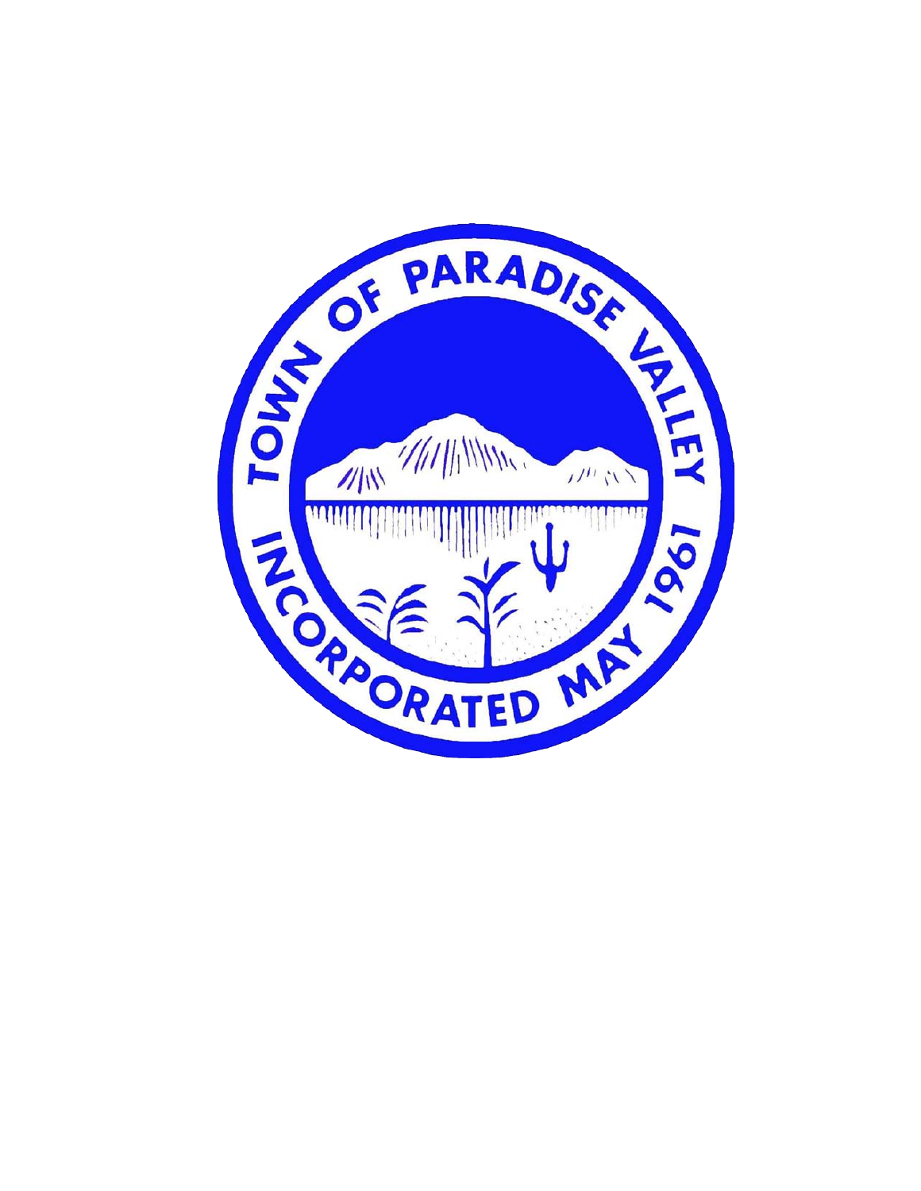TOWN OF PARADISE VALLEY

INCORPORATED MAY 1961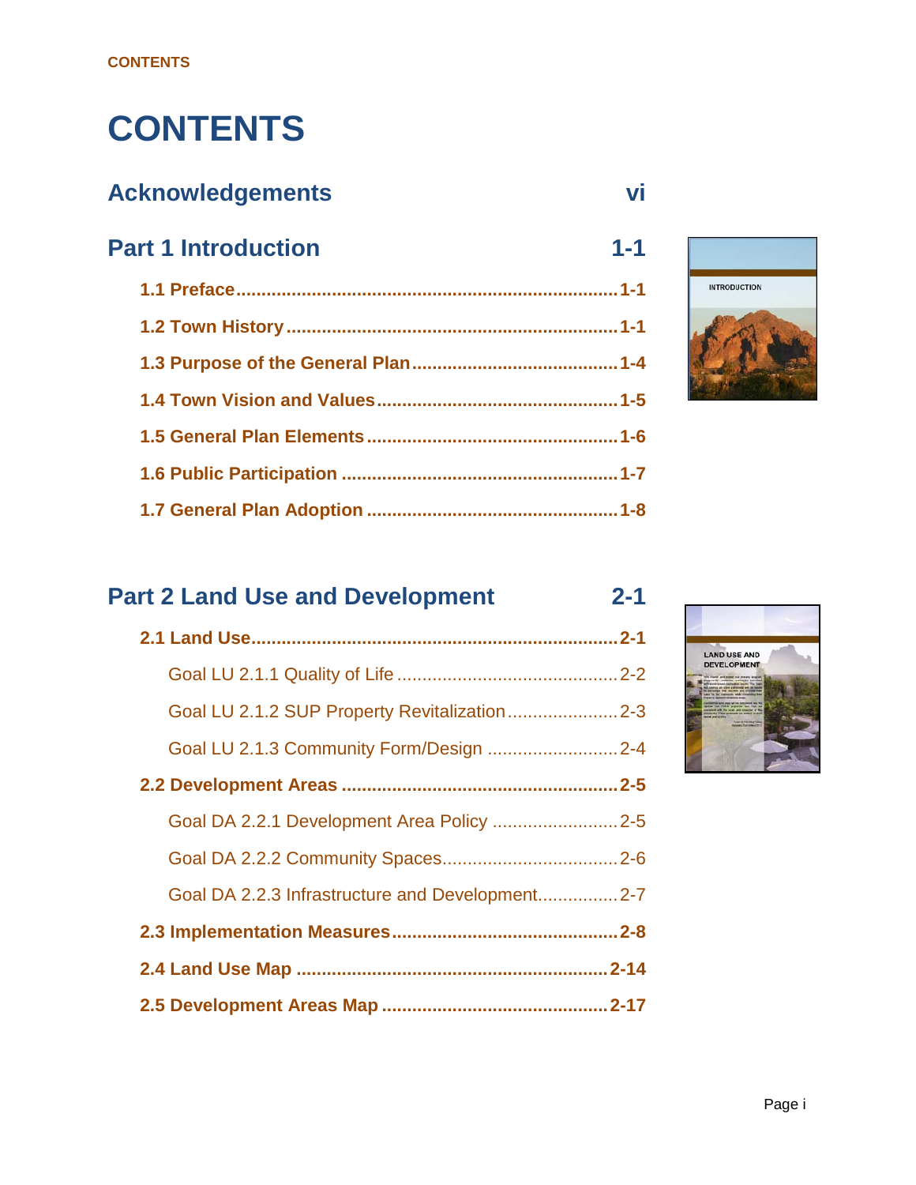# CONTENTS

## Acknowledgements vi

## Part 1 Introduction 1-1

- **1.1 Preface** ........ 1-1
- **1.2 Town History** ........ 1-1
- **1.3 Purpose of the General Plan** ........ 1-4
- **1.4 Town Vision and Values** ........ 1-5
- **1.5 General Plan Elements** ........ 1-6
- **1.6 Public Participation** ........ 1-7
- **1.7 General Plan Adoption** ........ 1-8

## Part 2 Land Use and Development 2-1

- **2.1 Land Use** ........ 2-1
  - Goal LU 2.1.1 Quality of Life ........ 2-2
  - Goal LU 2.1.2 SUP Property Revitalization ........ 2-3
  - Goal LU 2.1.3 Community Form/Design ........ 2-4
- **2.2 Development Areas** ........ 2-5
  - Goal DA 2.2.1 Development Area Policy ........ 2-5
  - Goal DA 2.2.2 Community Spaces ........ 2-6
  - Goal DA 2.2.3 Infrastructure and Development ........ 2-7
- **2.3 Implementation Measures** ........ 2-8
- **2.4 Land Use Map** ........ 2-14
- **2.5 Development Areas Map** ........ 2-17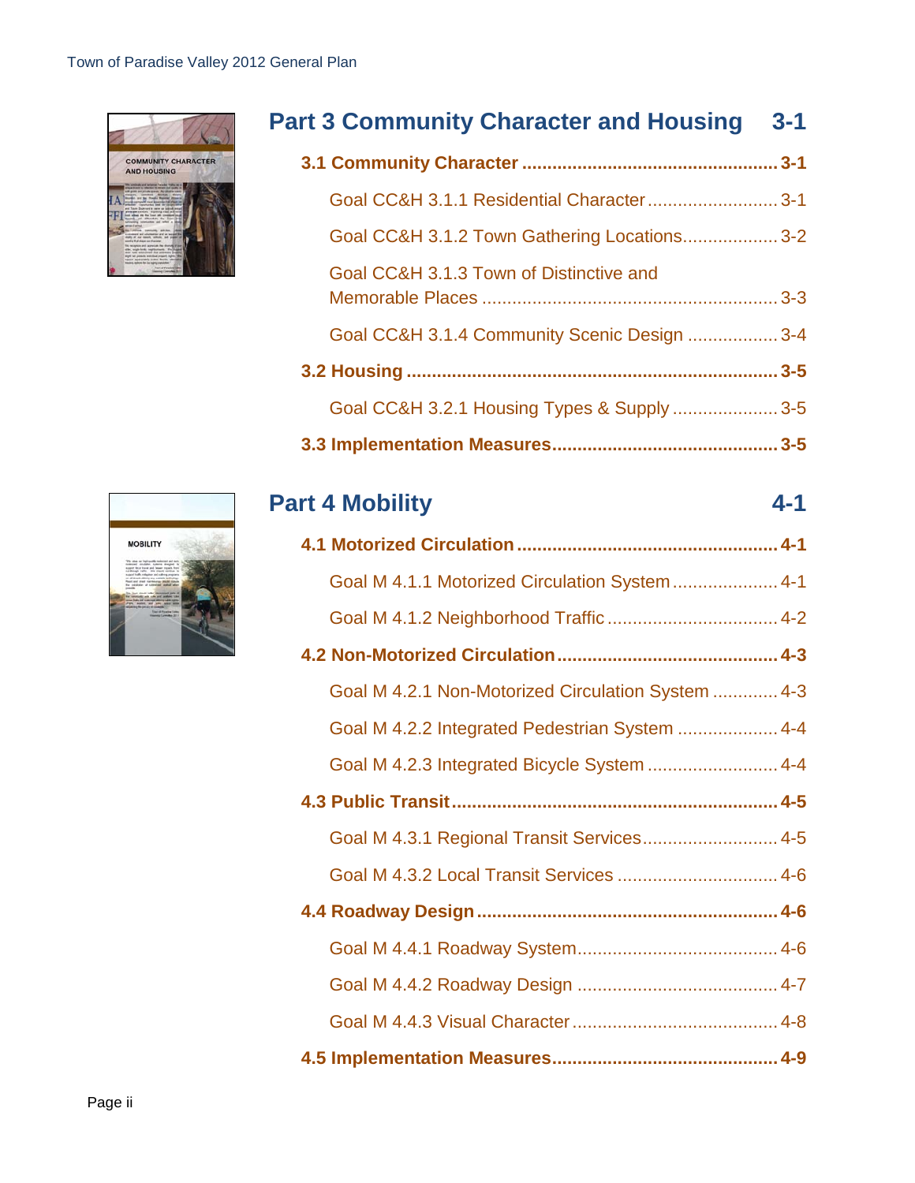## Part 3 Community Character and Housing 3-1

**3.1 Community Character .................................................. 3-1**

Goal CC&H 3.1.1 Residential Character .......................... 3-1

Goal CC&H 3.1.2 Town Gathering Locations................... 3-2

Goal CC&H 3.1.3 Town of Distinctive and Memorable Places .......................................................... 3-3

Goal CC&H 3.1.4 Community Scenic Design .................. 3-4

**3.2 Housing ......................................................................... 3-5**

Goal CC&H 3.2.1 Housing Types & Supply ..................... 3-5

**3.3 Implementation Measures............................................ 3-5**

## Part 4 Mobility 4-1

**4.1 Motorized Circulation ................................................... 4-1**

Goal M 4.1.1 Motorized Circulation System..................... 4-1

Goal M 4.1.2 Neighborhood Traffic ................................. 4-2

**4.2 Non-Motorized Circulation........................................... 4-3**

Goal M 4.2.1 Non-Motorized Circulation System ............. 4-3

Goal M 4.2.2 Integrated Pedestrian System .................... 4-4

Goal M 4.2.3 Integrated Bicycle System .......................... 4-4

**4.3 Public Transit................................................................ 4-5**

Goal M 4.3.1 Regional Transit Services........................... 4-5

Goal M 4.3.2 Local Transit Services ................................ 4-6

**4.4 Roadway Design .......................................................... 4-6**

Goal M 4.4.1 Roadway System........................................ 4-6

Goal M 4.4.2 Roadway Design ........................................ 4-7

Goal M 4.4.3 Visual Character ......................................... 4-8

**4.5 Implementation Measures............................................ 4-9**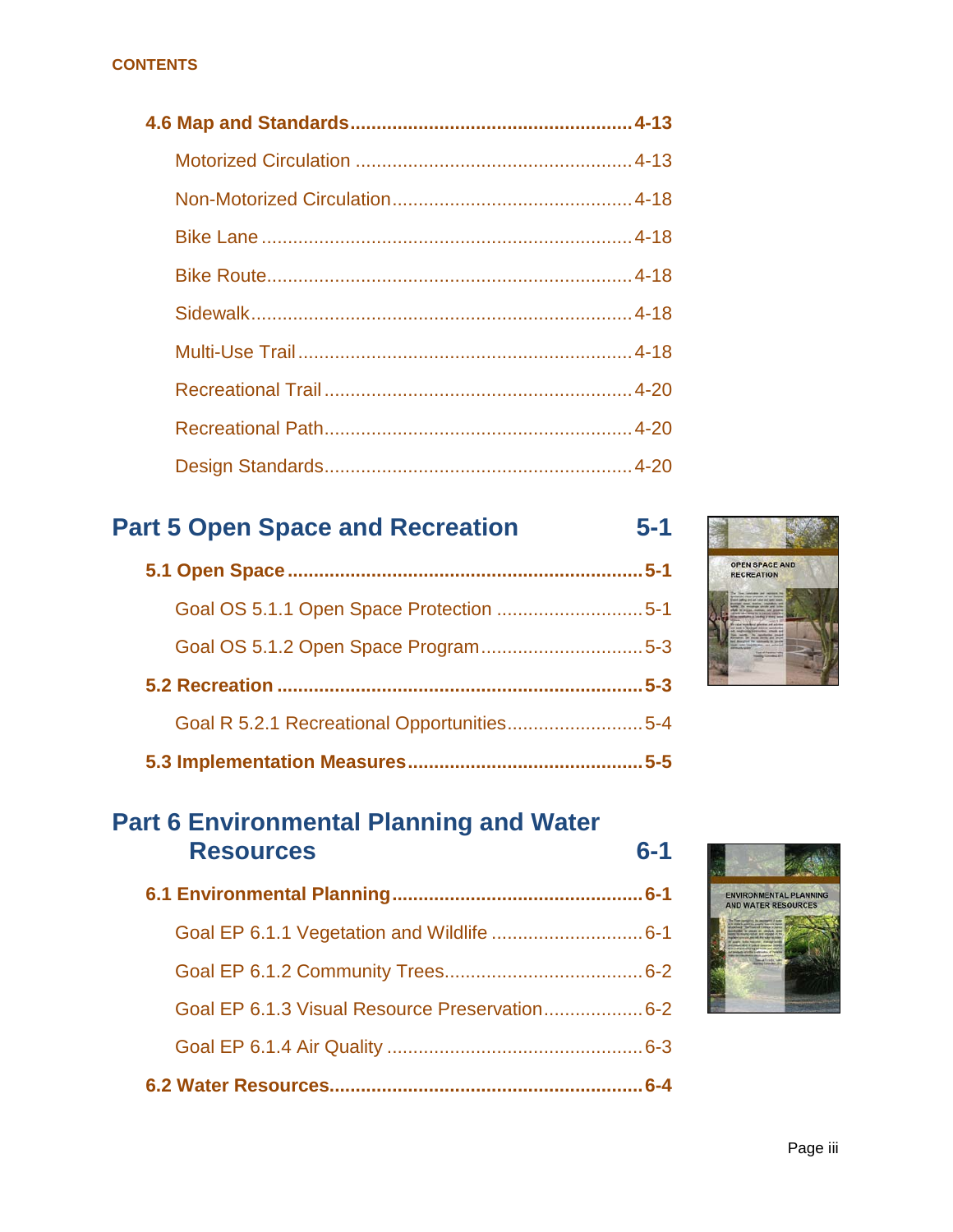**CONTENTS**

- **4.6 Map and Standards ..... 4-13**
  - Motorized Circulation ..... 4-13
  - Non-Motorized Circulation ..... 4-18
  - Bike Lane ..... 4-18
  - Bike Route ..... 4-18
  - Sidewalk ..... 4-18
  - Multi-Use Trail ..... 4-18
  - Recreational Trail ..... 4-20
  - Recreational Path ..... 4-20
  - Design Standards ..... 4-20

## Part 5 Open Space and Recreation 5-1

- **5.1 Open Space ..... 5-1**
  - Goal OS 5.1.1 Open Space Protection ..... 5-1
  - Goal OS 5.1.2 Open Space Program ..... 5-3
- **5.2 Recreation ..... 5-3**
  - Goal R 5.2.1 Recreational Opportunities ..... 5-4
- **5.3 Implementation Measures ..... 5-5**

## Part 6 Environmental Planning and Water Resources 6-1

- **6.1 Environmental Planning ..... 6-1**
  - Goal EP 6.1.1 Vegetation and Wildlife ..... 6-1
  - Goal EP 6.1.2 Community Trees ..... 6-2
  - Goal EP 6.1.3 Visual Resource Preservation ..... 6-2
  - Goal EP 6.1.4 Air Quality ..... 6-3
- **6.2 Water Resources ..... 6-4**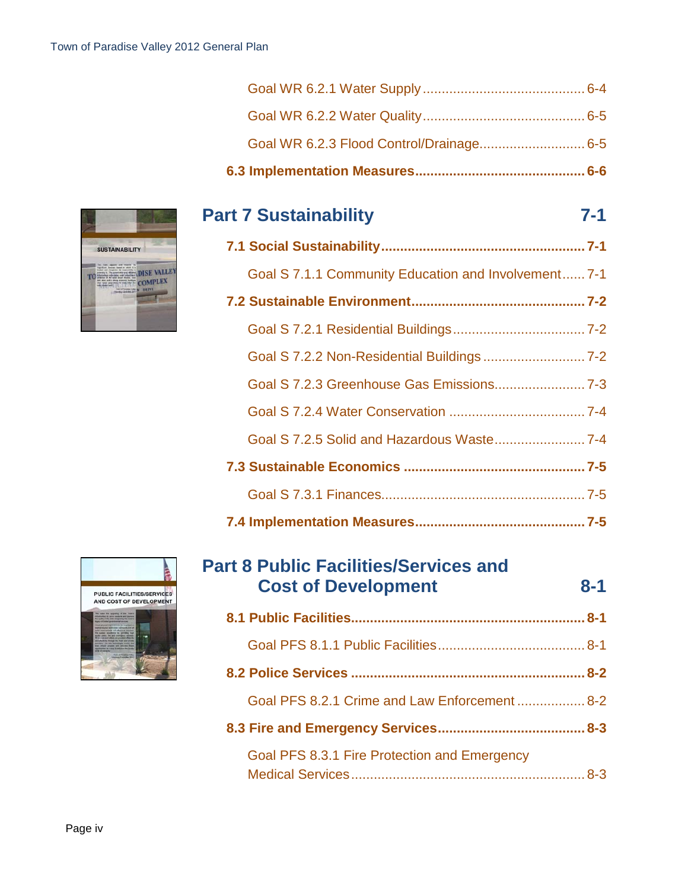Goal WR 6.2.1 Water Supply .......................................... 6-4

Goal WR 6.2.2 Water Quality .......................................... 6-5

Goal WR 6.2.3 Flood Control/Drainage........................... 6-5

**6.3 Implementation Measures............................................ 6-6**

## Part 7 Sustainability 7-1

**7.1 Social Sustainability..................................................... 7-1**

Goal S 7.1.1 Community Education and Involvement...... 7-1

**7.2 Sustainable Environment............................................. 7-2**

Goal S 7.2.1 Residential Buildings.................................. 7-2

Goal S 7.2.2 Non-Residential Buildings .......................... 7-2

Goal S 7.2.3 Greenhouse Gas Emissions....................... 7-3

Goal S 7.2.4 Water Conservation ................................... 7-4

Goal S 7.2.5 Solid and Hazardous Waste........................ 7-4

**7.3 Sustainable Economics ............................................... 7-5**

Goal S 7.3.1 Finances..................................................... 7-5

**7.4 Implementation Measures............................................ 7-5**

## Part 8 Public Facilities/Services and Cost of Development 8-1

**8.1 Public Facilities............................................................ 8-1**

Goal PFS 8.1.1 Public Facilities....................................... 8-1

**8.2 Police Services ............................................................ 8-2**

Goal PFS 8.2.1 Crime and Law Enforcement .................. 8-2

**8.3 Fire and Emergency Services...................................... 8-3**

Goal PFS 8.3.1 Fire Protection and Emergency Medical Services............................................................ 8-3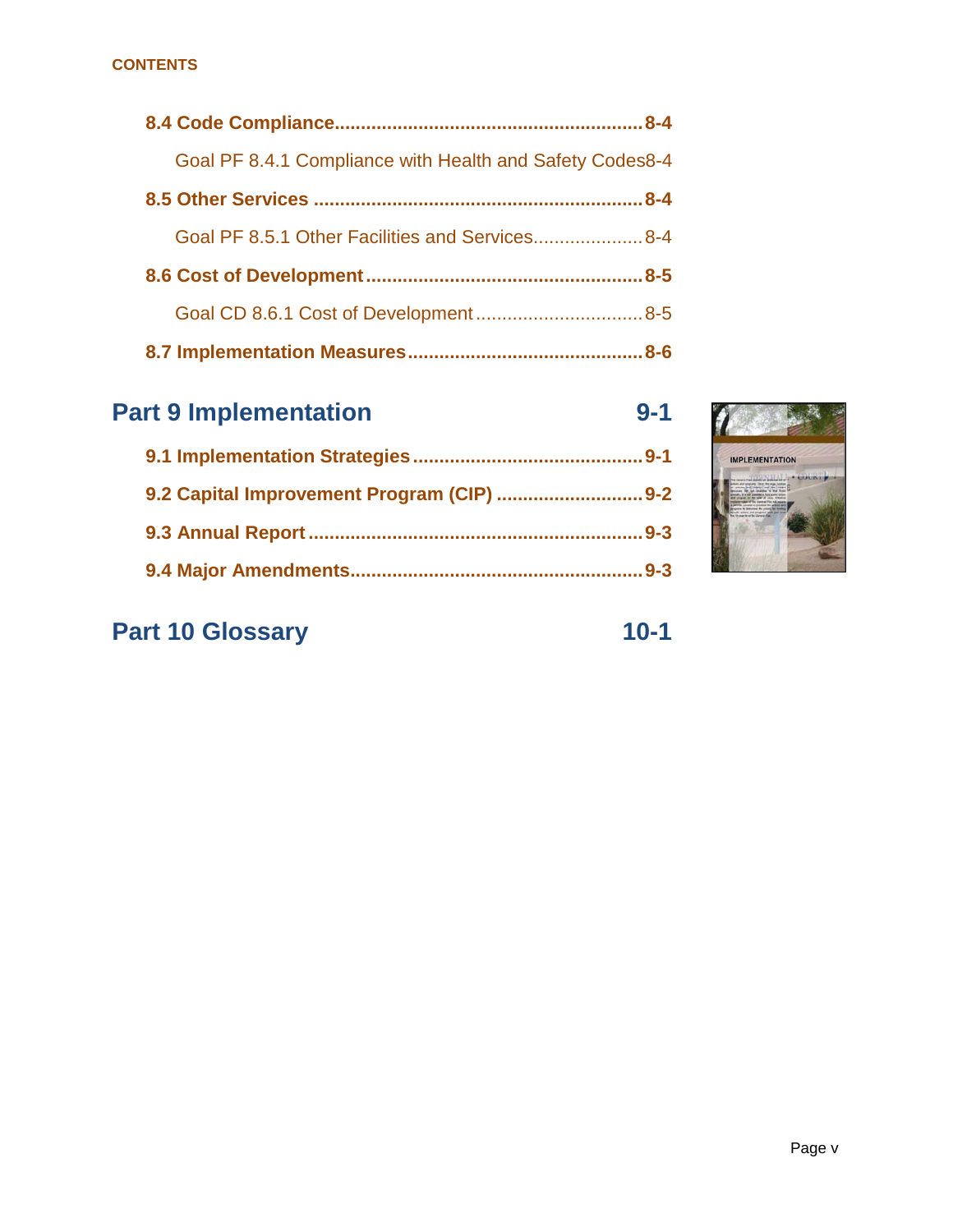8.4 Code Compliance....................................................8-4

Goal PF 8.4.1 Compliance with Health and Safety Codes8-4

8.5 Other Services ..........................................................8-4

Goal PF 8.5.1 Other Facilities and Services....................8-4

8.6 Cost of Development..................................................8-5

Goal CD 8.6.1 Cost of Development................................8-5

8.7 Implementation Measures..........................................8-6

## Part 9 Implementation 9-1

9.1 Implementation Strategies..........................................9-1

9.2 Capital Improvement Program (CIP) ..........................9-2

9.3 Annual Report..............................................................9-3

9.4 Major Amendments.....................................................9-3

## Part 10 Glossary 10-1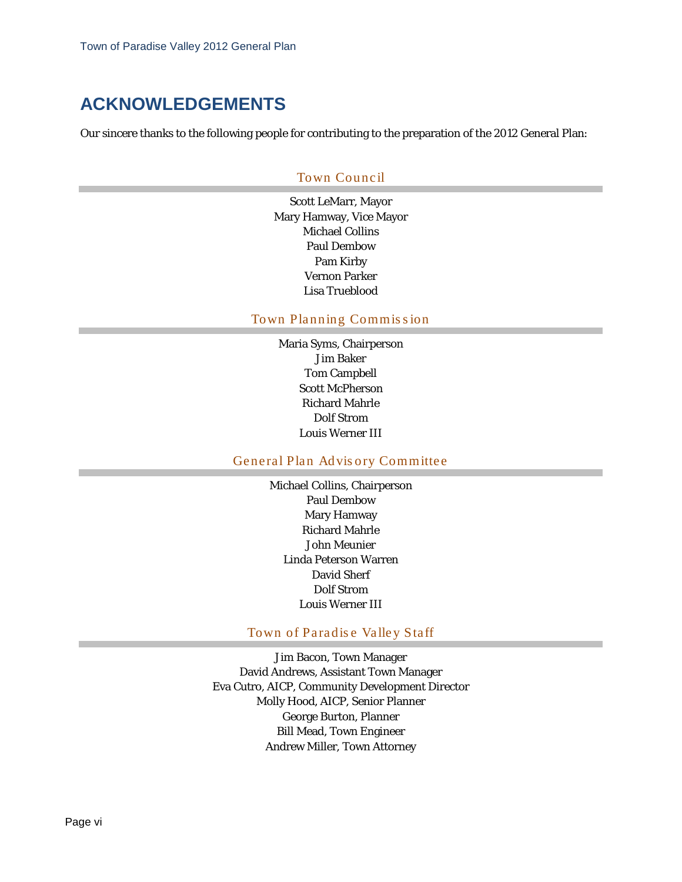# ACKNOWLEDGEMENTS

Our sincere thanks to the following people for contributing to the preparation of the 2012 General Plan:

## Town Council

Scott LeMarr, Mayor
Mary Hamway, Vice Mayor
Michael Collins
Paul Dembow
Pam Kirby
Vernon Parker
Lisa Trueblood

## Town Planning Commission

Maria Syms, Chairperson
Jim Baker
Tom Campbell
Scott McPherson
Richard Mahrle
Dolf Strom
Louis Werner III

## General Plan Advisory Committee

Michael Collins, Chairperson
Paul Dembow
Mary Hamway
Richard Mahrle
John Meunier
Linda Peterson Warren
David Sherf
Dolf Strom
Louis Werner III

## Town of Paradise Valley Staff

Jim Bacon, Town Manager
David Andrews, Assistant Town Manager
Eva Cutro, AICP, Community Development Director
Molly Hood, AICP, Senior Planner
George Burton, Planner
Bill Mead, Town Engineer
Andrew Miller, Town Attorney